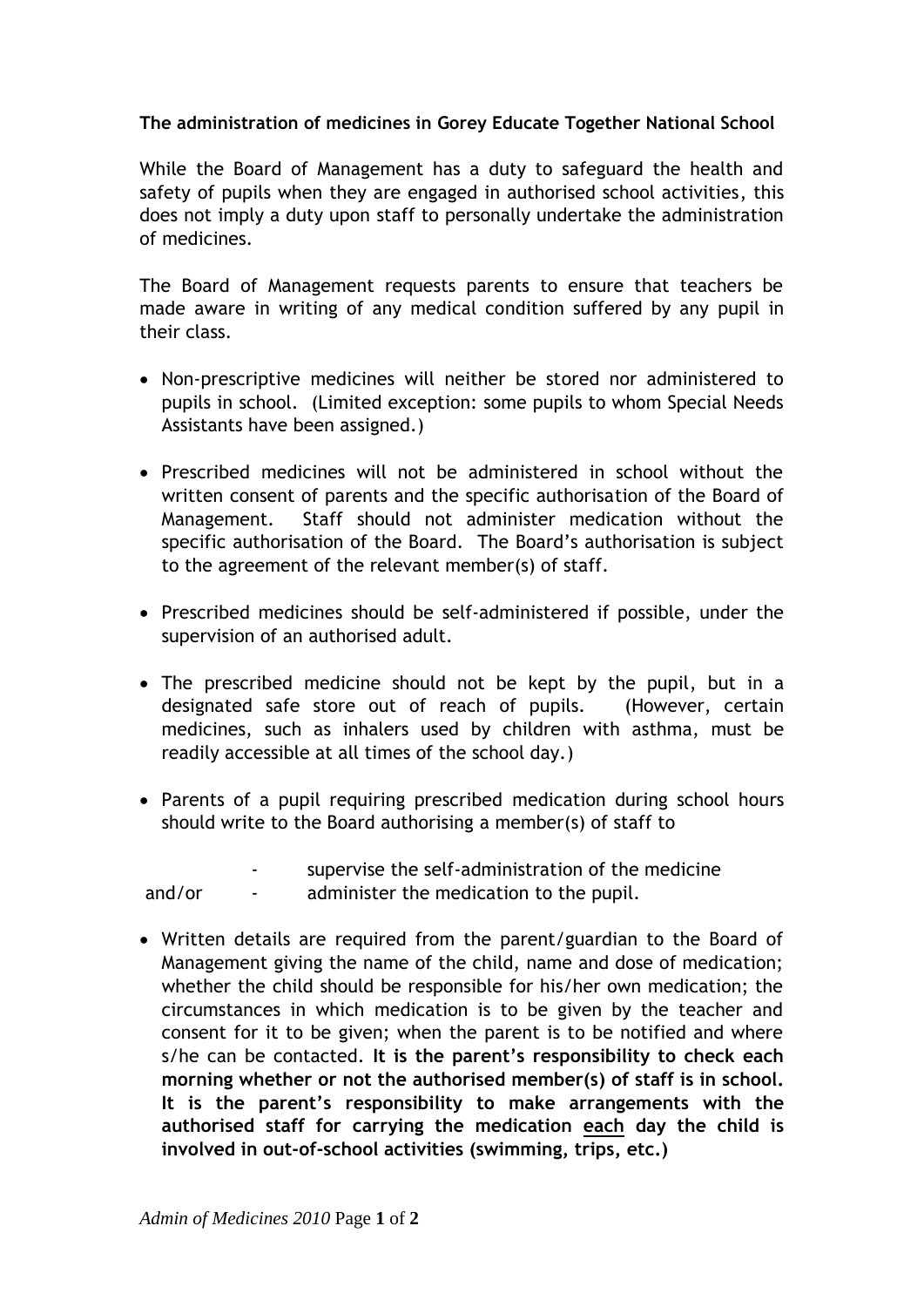**The administration of medicines in Gorey Educate Together National School**

While the Board of Management has a duty to safeguard the health and safety of pupils when they are engaged in authorised school activities, this does not imply a duty upon staff to personally undertake the administration of medicines.

The Board of Management requests parents to ensure that teachers be made aware in writing of any medical condition suffered by any pupil in their class.

- Non-prescriptive medicines will neither be stored nor administered to pupils in school. (Limited exception: some pupils to whom Special Needs Assistants have been assigned.)

- Prescribed medicines will not be administered in school without the written consent of parents and the specific authorisation of the Board of Management. Staff should not administer medication without the specific authorisation of the Board. The Board's authorisation is subject to the agreement of the relevant member(s) of staff.

- Prescribed medicines should be self-administered if possible, under the supervision of an authorised adult.

- The prescribed medicine should not be kept by the pupil, but in a designated safe store out of reach of pupils. (However, certain medicines, such as inhalers used by children with asthma, must be readily accessible at all times of the school day.)

- Parents of a pupil requiring prescribed medication during school hours should write to the Board authorising a member(s) of staff to

  - supervise the self-administration of the medicine

  and/or
  - administer the medication to the pupil.

- Written details are required from the parent/guardian to the Board of Management giving the name of the child, name and dose of medication; whether the child should be responsible for his/her own medication; the circumstances in which medication is to be given by the teacher and consent for it to be given; when the parent is to be notified and where s/he can be contacted. **It is the parent's responsibility to check each morning whether or not the authorised member(s) of staff is in school. It is the parent's responsibility to make arrangements with the authorised staff for carrying the medication each day the child is involved in out-of-school activities (swimming, trips, etc.)**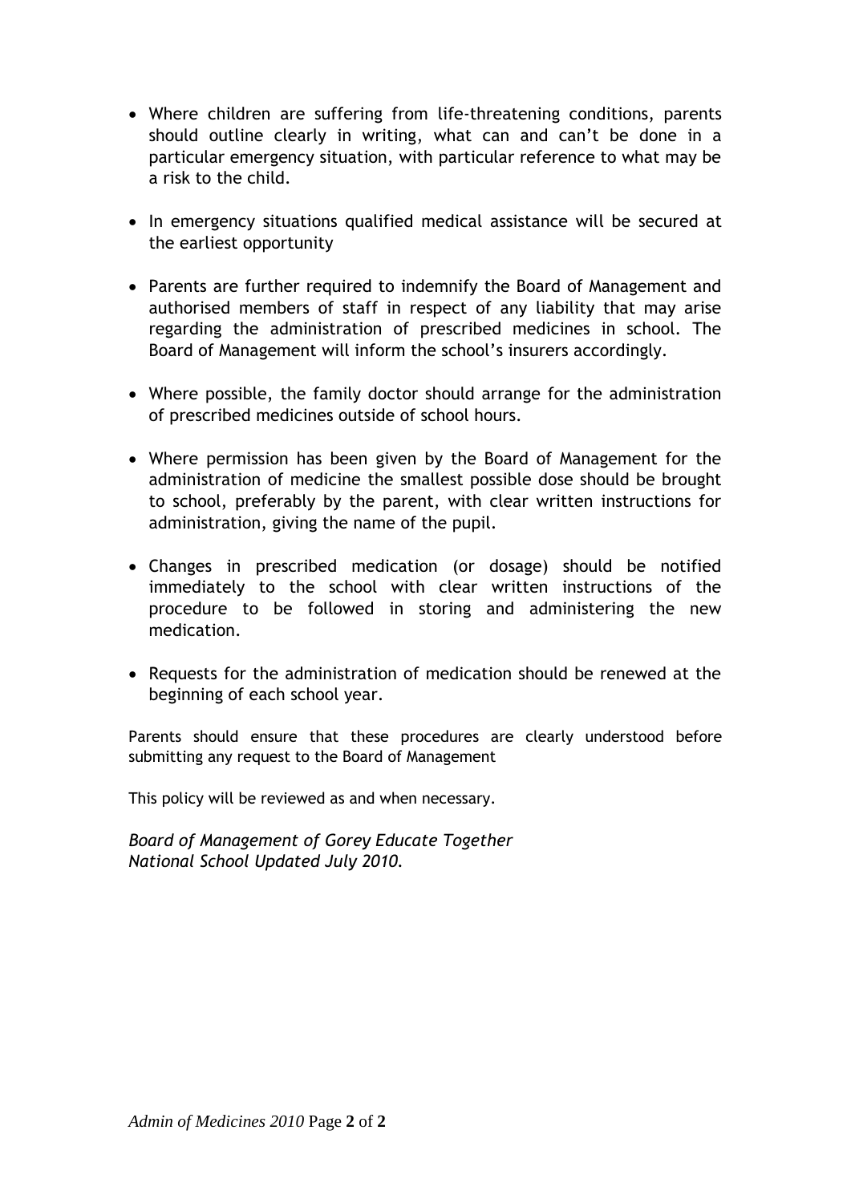- Where children are suffering from life-threatening conditions, parents should outline clearly in writing, what can and can't be done in a particular emergency situation, with particular reference to what may be a risk to the child.

- In emergency situations qualified medical assistance will be secured at the earliest opportunity

- Parents are further required to indemnify the Board of Management and authorised members of staff in respect of any liability that may arise regarding the administration of prescribed medicines in school. The Board of Management will inform the school's insurers accordingly.

- Where possible, the family doctor should arrange for the administration of prescribed medicines outside of school hours.

- Where permission has been given by the Board of Management for the administration of medicine the smallest possible dose should be brought to school, preferably by the parent, with clear written instructions for administration, giving the name of the pupil.

- Changes in prescribed medication (or dosage) should be notified immediately to the school with clear written instructions of the procedure to be followed in storing and administering the new medication.

- Requests for the administration of medication should be renewed at the beginning of each school year.

Parents should ensure that these procedures are clearly understood before submitting any request to the Board of Management

This policy will be reviewed as and when necessary.

*Board of Management of Gorey Educate Together National School Updated July 2010.*